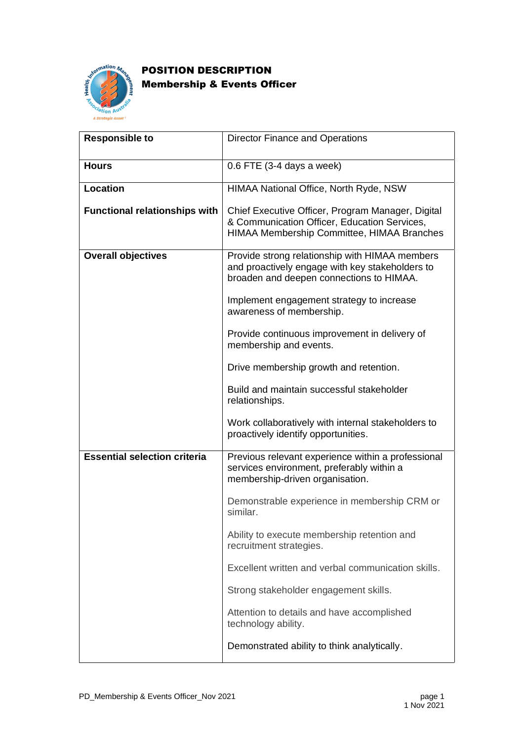# POSITION DESCRIPTION
## Membership & Events Officer

| | |
|---|---|
| **Responsible to** | Director Finance and Operations |
| **Hours** | 0.6 FTE (3-4 days a week) |
| **Location** | HIMAA National Office, North Ryde, NSW |
| **Functional relationships with** | Chief Executive Officer, Program Manager, Digital & Communication Officer, Education Services, HIMAA Membership Committee, HIMAA Branches |
| **Overall objectives** | Provide strong relationship with HIMAA members and proactively engage with key stakeholders to broaden and deepen connections to HIMAA.<br><br>Implement engagement strategy to increase awareness of membership.<br><br>Provide continuous improvement in delivery of membership and events.<br><br>Drive membership growth and retention.<br><br>Build and maintain successful stakeholder relationships.<br><br>Work collaboratively with internal stakeholders to proactively identify opportunities. |
| **Essential selection criteria** | Previous relevant experience within a professional services environment, preferably within a membership-driven organisation.<br><br>Demonstrable experience in membership CRM or similar.<br><br>Ability to execute membership retention and recruitment strategies.<br><br>Excellent written and verbal communication skills.<br><br>Strong stakeholder engagement skills.<br><br>Attention to details and have accomplished technology ability.<br><br>Demonstrated ability to think analytically. |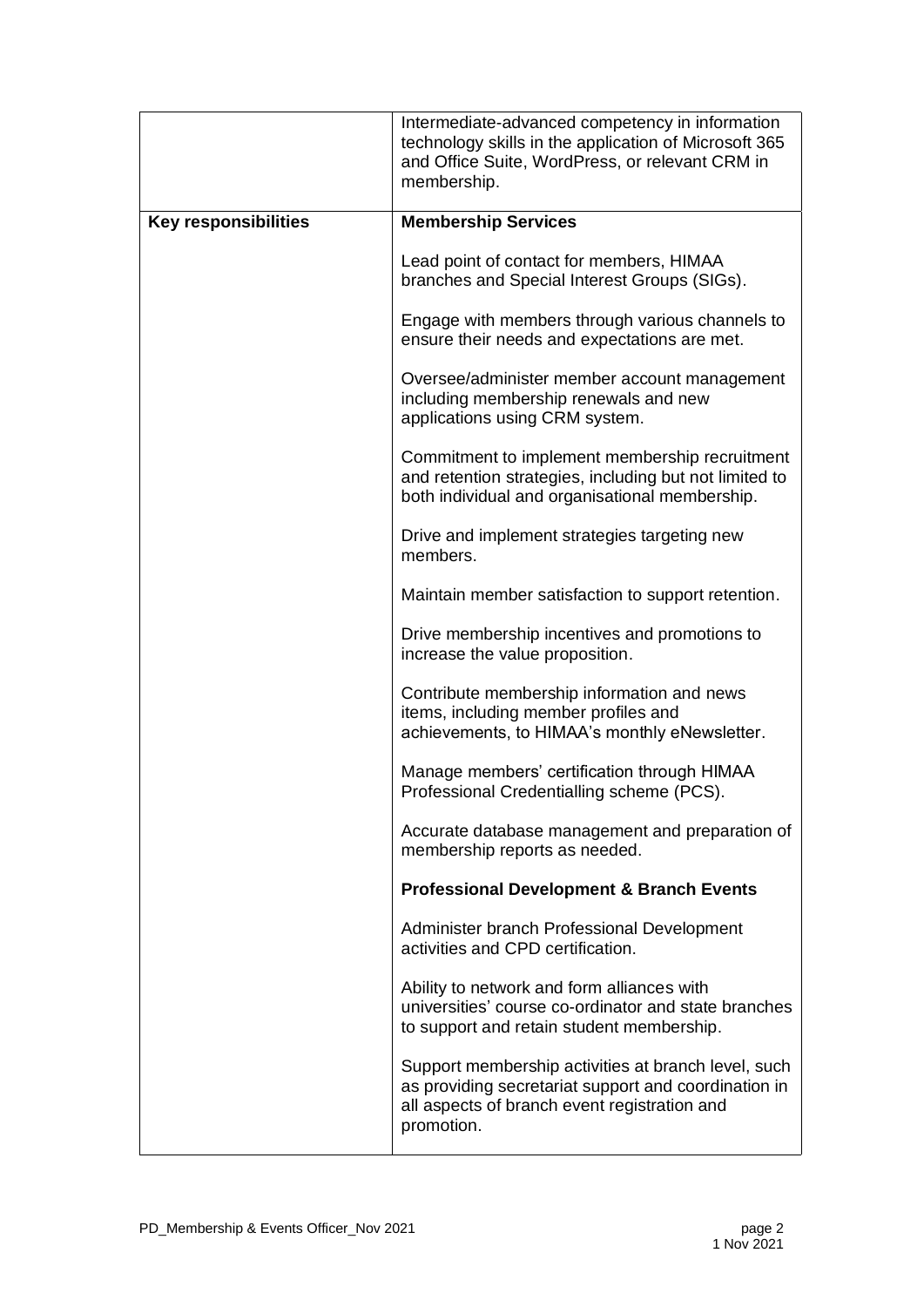|  |  |
|---|---|
|  | Intermediate-advanced competency in information technology skills in the application of Microsoft 365 and Office Suite, WordPress, or relevant CRM in membership. |
| **Key responsibilities** | **Membership Services**<br><br>Lead point of contact for members, HIMAA branches and Special Interest Groups (SIGs).<br><br>Engage with members through various channels to ensure their needs and expectations are met.<br><br>Oversee/administer member account management including membership renewals and new applications using CRM system.<br><br>Commitment to implement membership recruitment and retention strategies, including but not limited to both individual and organisational membership.<br><br>Drive and implement strategies targeting new members.<br><br>Maintain member satisfaction to support retention.<br><br>Drive membership incentives and promotions to increase the value proposition.<br><br>Contribute membership information and news items, including member profiles and achievements, to HIMAA's monthly eNewsletter.<br><br>Manage members' certification through HIMAA Professional Credentialling scheme (PCS).<br><br>Accurate database management and preparation of membership reports as needed.<br><br>**Professional Development & Branch Events**<br><br>Administer branch Professional Development activities and CPD certification.<br><br>Ability to network and form alliances with universities' course co-ordinator and state branches to support and retain student membership.<br><br>Support membership activities at branch level, such as providing secretariat support and coordination in all aspects of branch event registration and promotion. |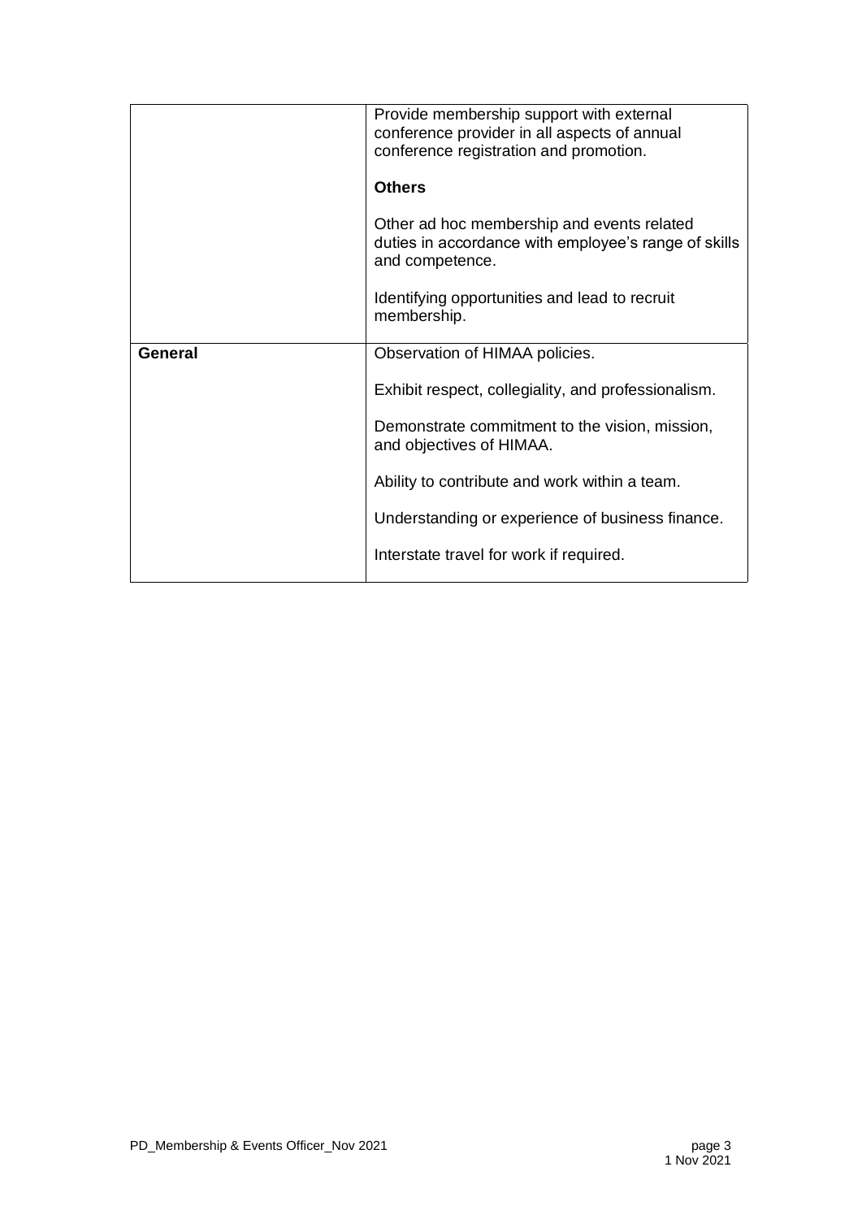| | |
|---|---|
| | Provide membership support with external conference provider in all aspects of annual conference registration and promotion.<br><br>**Others**<br><br>Other ad hoc membership and events related duties in accordance with employee's range of skills and competence.<br><br>Identifying opportunities and lead to recruit membership. |
| **General** | Observation of HIMAA policies.<br><br>Exhibit respect, collegiality, and professionalism.<br><br>Demonstrate commitment to the vision, mission, and objectives of HIMAA.<br><br>Ability to contribute and work within a team.<br><br>Understanding or experience of business finance.<br><br>Interstate travel for work if required. |